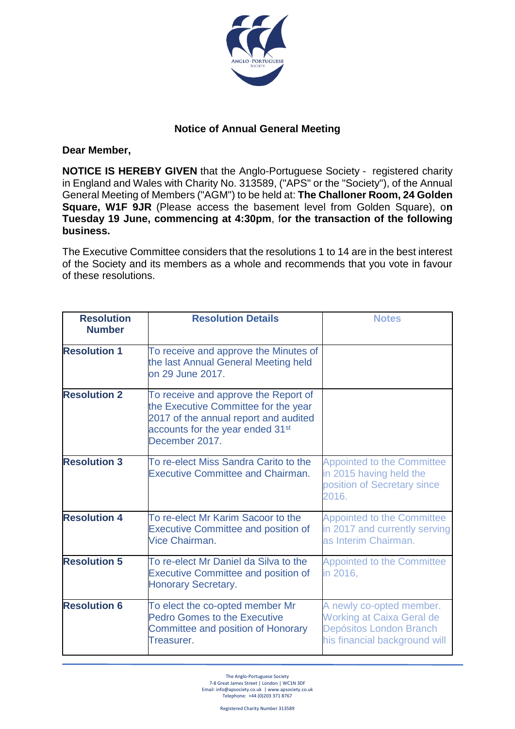## Notice of Annual General Meeting

**Dear Member,**

**NOTICE IS HEREBY GIVEN** that the Anglo-Portuguese Society - registered charity in England and Wales with Charity No. 313589, ("APS" or the "Society"), of the Annual General Meeting of Members ("AGM") to be held at: **The Challoner Room, 24 Golden Square, W1F 9JR** (Please access the basement level from Golden Square), o**n Tuesday 19 June, commencing at 4:30pm**, f**or the transaction of the following business.**

The Executive Committee considers that the resolutions 1 to 14 are in the best interest of the Society and its members as a whole and recommends that you vote in favour of these resolutions.

| Resolution Number | Resolution Details | Notes |
|---|---|---|
| **Resolution 1** | To receive and approve the Minutes of the last Annual General Meeting held on 29 June 2017. | |
| **Resolution 2** | To receive and approve the Report of the Executive Committee for the year 2017 of the annual report and audited accounts for the year ended 31st December 2017. | |
| **Resolution 3** | To re-elect Miss Sandra Carito to the Executive Committee and Chairman. | Appointed to the Committee in 2015 having held the position of Secretary since 2016. |
| **Resolution 4** | To re-elect Mr Karim Sacoor to the Executive Committee and position of Vice Chairman. | Appointed to the Committee in 2017 and currently serving as Interim Chairman. |
| **Resolution 5** | To re-elect Mr Daniel da Silva to the Executive Committee and position of Honorary Secretary. | Appointed to the Committee in 2016, |
| **Resolution 6** | To elect the co-opted member Mr Pedro Gomes to the Executive Committee and position of Honorary Treasurer. | A newly co-opted member. Working at Caixa Geral de Depósitos London Branch his financial background will |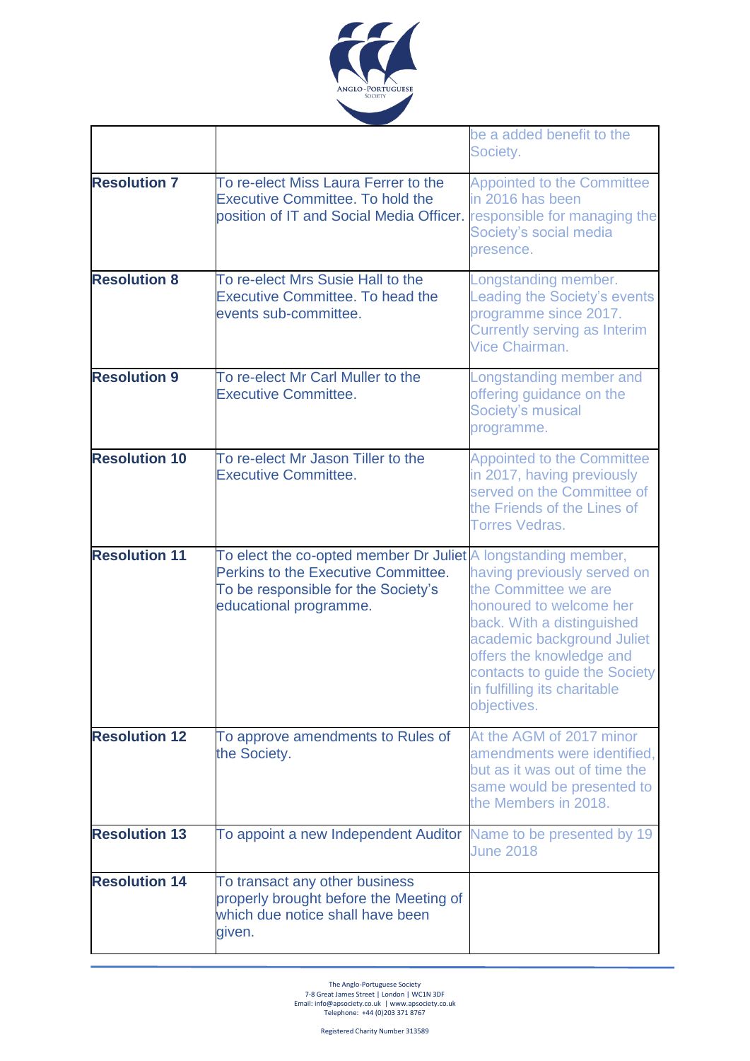| | | |
|---|---|---|
| | | be a added benefit to the Society. |
| **Resolution 7** | To re-elect Miss Laura Ferrer to the Executive Committee. To hold the position of IT and Social Media Officer. | Appointed to the Committee in 2016 has been responsible for managing the Society's social media presence. |
| **Resolution 8** | To re-elect Mrs Susie Hall to the Executive Committee. To head the events sub-committee. | Longstanding member. Leading the Society's events programme since 2017. Currently serving as Interim Vice Chairman. |
| **Resolution 9** | To re-elect Mr Carl Muller to the Executive Committee. | Longstanding member and offering guidance on the Society's musical programme. |
| **Resolution 10** | To re-elect Mr Jason Tiller to the Executive Committee. | Appointed to the Committee in 2017, having previously served on the Committee of the Friends of the Lines of Torres Vedras. |
| **Resolution 11** | To elect the co-opted member Dr Juliet Perkins to the Executive Committee. To be responsible for the Society's educational programme. | A longstanding member, having previously served on the Committee we are honoured to welcome her back. With a distinguished academic background Juliet offers the knowledge and contacts to guide the Society in fulfilling its charitable objectives. |
| **Resolution 12** | To approve amendments to Rules of the Society. | At the AGM of 2017 minor amendments were identified, but as it was out of time the same would be presented to the Members in 2018. |
| **Resolution 13** | To appoint a new Independent Auditor | Name to be presented by 19 June 2018 |
| **Resolution 14** | To transact any other business properly brought before the Meeting of which due notice shall have been given. | |

The Anglo-Portuguese Society
7-8 Great James Street | London | WC1N 3DF
Email: info@apsociety.co.uk | www.apsociety.co.uk
Telephone: +44 (0)203 371 8767

Registered Charity Number 313589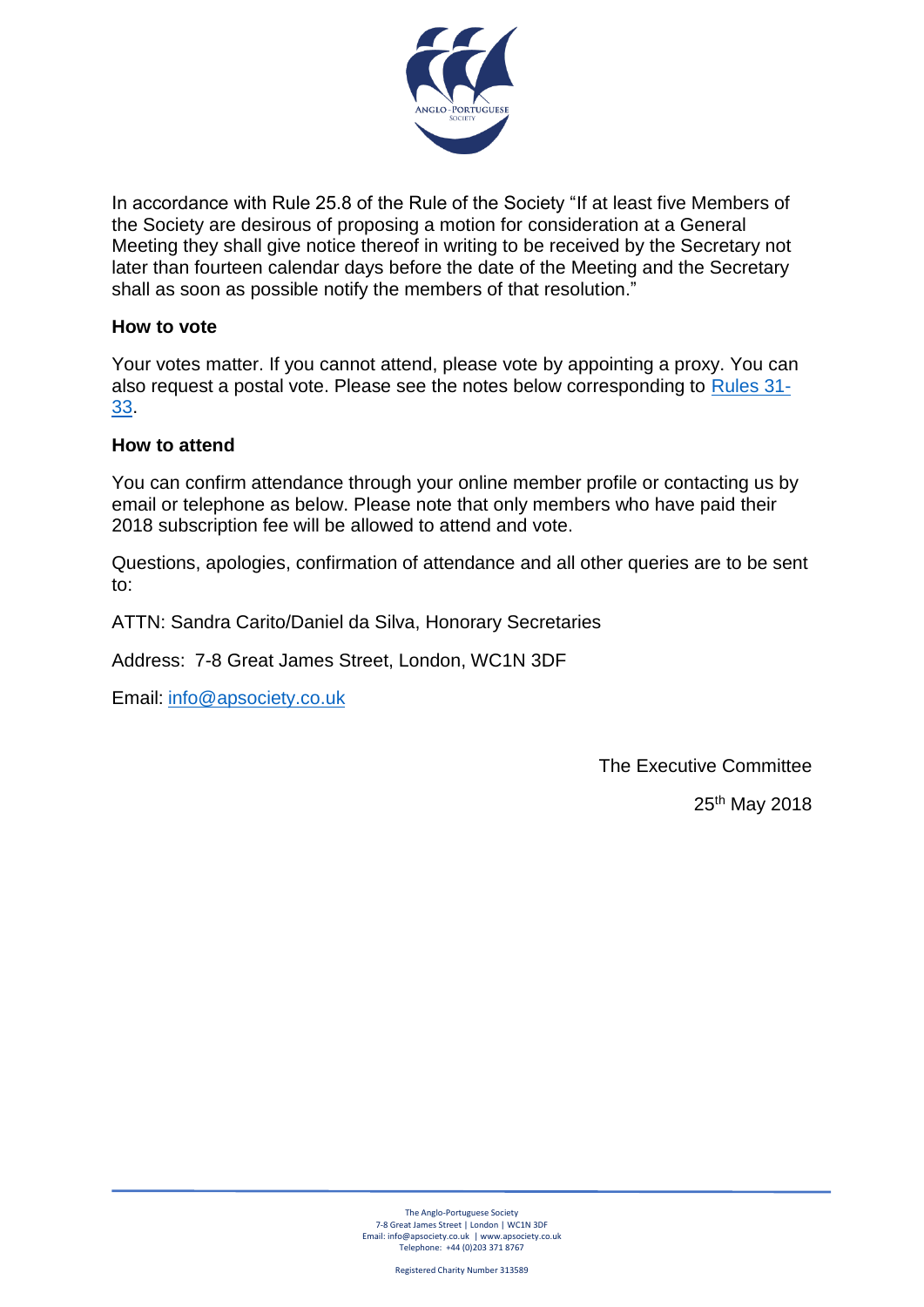In accordance with Rule 25.8 of the Rule of the Society "If at least five Members of the Society are desirous of proposing a motion for consideration at a General Meeting they shall give notice thereof in writing to be received by the Secretary not later than fourteen calendar days before the date of the Meeting and the Secretary shall as soon as possible notify the members of that resolution."

**How to vote**

Your votes matter. If you cannot attend, please vote by appointing a proxy. You can also request a postal vote. Please see the notes below corresponding to Rules 31-33.

**How to attend**

You can confirm attendance through your online member profile or contacting us by email or telephone as below. Please note that only members who have paid their 2018 subscription fee will be allowed to attend and vote.

Questions, apologies, confirmation of attendance and all other queries are to be sent to:

ATTN: Sandra Carito/Daniel da Silva, Honorary Secretaries

Address: 7-8 Great James Street, London, WC1N 3DF

Email: info@apsociety.co.uk

The Executive Committee

25th May 2018

The Anglo-Portuguese Society
7-8 Great James Street | London | WC1N 3DF
Email: info@apsociety.co.uk | www.apsociety.co.uk
Telephone: +44 (0)203 371 8767

Registered Charity Number 313589